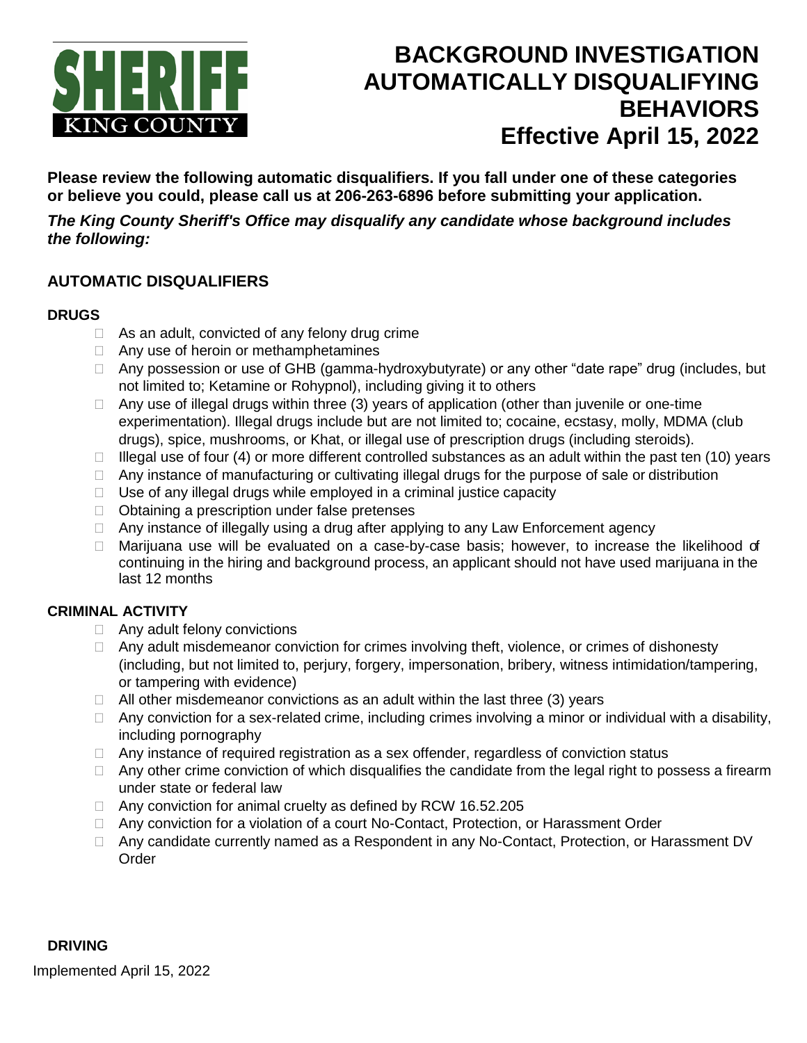SHERIFF
KING COUNTY

# BACKGROUND INVESTIGATION AUTOMATICALLY DISQUALIFYING BEHAVIORS
# Effective April 15, 2022

**Please review the following automatic disqualifiers. If you fall under one of these categories or believe you could, please call us at 206-263-6896 before submitting your application.**

***The King County Sheriff's Office may disqualify any candidate whose background includes the following:***

## AUTOMATIC DISQUALIFIERS

### DRUGS

- As an adult, convicted of any felony drug crime
- Any use of heroin or methamphetamines
- Any possession or use of GHB (gamma-hydroxybutyrate) or any other "date rape" drug (includes, but not limited to; Ketamine or Rohypnol), including giving it to others
- Any use of illegal drugs within three (3) years of application (other than juvenile or one-time experimentation). Illegal drugs include but are not limited to; cocaine, ecstasy, molly, MDMA (club drugs), spice, mushrooms, or Khat, or illegal use of prescription drugs (including steroids).
- Illegal use of four (4) or more different controlled substances as an adult within the past ten (10) years
- Any instance of manufacturing or cultivating illegal drugs for the purpose of sale or distribution
- Use of any illegal drugs while employed in a criminal justice capacity
- Obtaining a prescription under false pretenses
- Any instance of illegally using a drug after applying to any Law Enforcement agency
- Marijuana use will be evaluated on a case-by-case basis; however, to increase the likelihood of continuing in the hiring and background process, an applicant should not have used marijuana in the last 12 months

### CRIMINAL ACTIVITY

- Any adult felony convictions
- Any adult misdemeanor conviction for crimes involving theft, violence, or crimes of dishonesty (including, but not limited to, perjury, forgery, impersonation, bribery, witness intimidation/tampering, or tampering with evidence)
- All other misdemeanor convictions as an adult within the last three (3) years
- Any conviction for a sex-related crime, including crimes involving a minor or individual with a disability, including pornography
- Any instance of required registration as a sex offender, regardless of conviction status
- Any other crime conviction of which disqualifies the candidate from the legal right to possess a firearm under state or federal law
- Any conviction for animal cruelty as defined by RCW 16.52.205
- Any conviction for a violation of a court No-Contact, Protection, or Harassment Order
- Any candidate currently named as a Respondent in any No-Contact, Protection, or Harassment DV Order

### DRIVING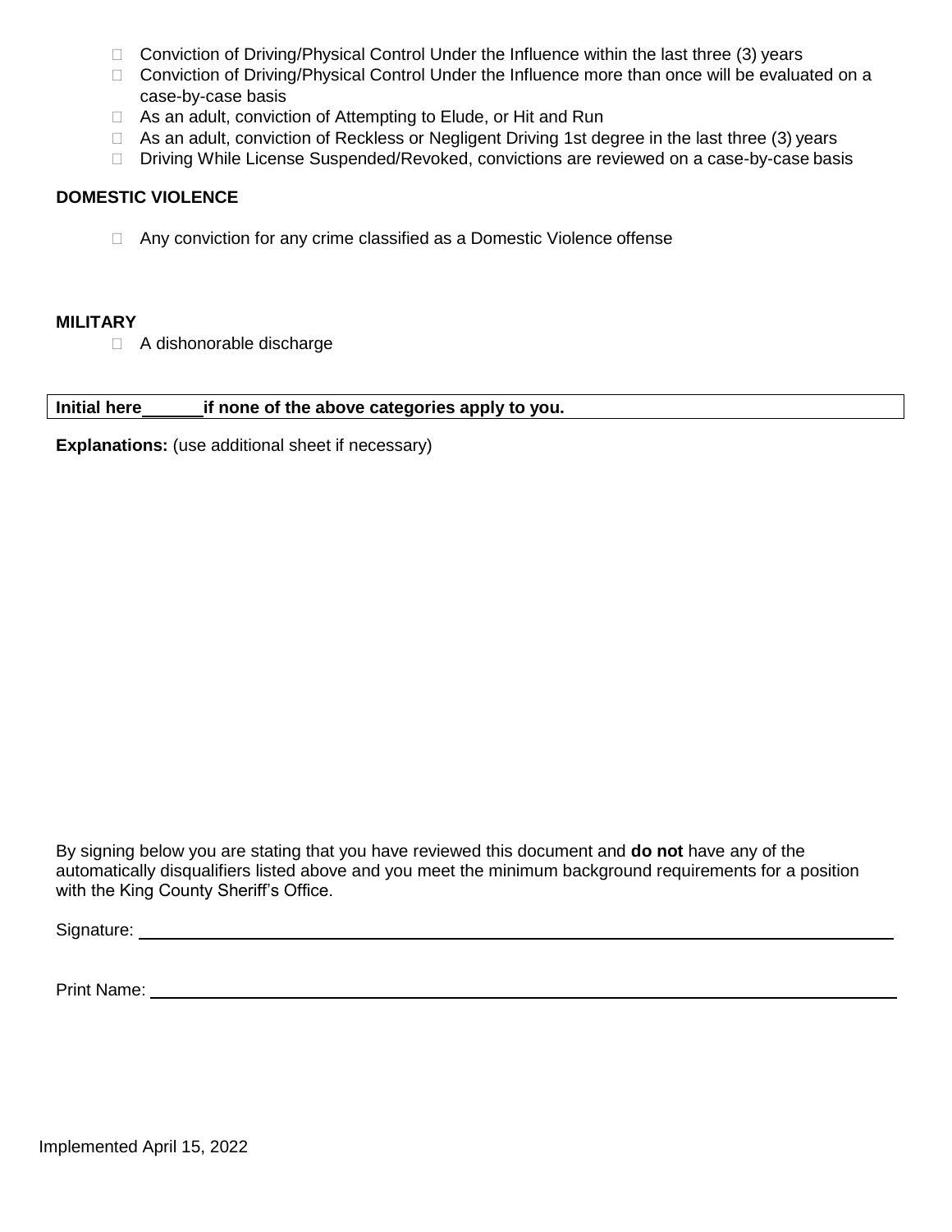- Conviction of Driving/Physical Control Under the Influence within the last three (3) years
- Conviction of Driving/Physical Control Under the Influence more than once will be evaluated on a case-by-case basis
- As an adult, conviction of Attempting to Elude, or Hit and Run
- As an adult, conviction of Reckless or Negligent Driving 1st degree in the last three (3) years
- Driving While License Suspended/Revoked, convictions are reviewed on a case-by-case basis

**DOMESTIC VIOLENCE**

- Any conviction for any crime classified as a Domestic Violence offense

**MILITARY**

- A dishonorable discharge

**Initial here ______ if none of the above categories apply to you.**

**Explanations:** (use additional sheet if necessary)

By signing below you are stating that you have reviewed this document and **do not** have any of the automatically disqualifiers listed above and you meet the minimum background requirements for a position with the King County Sheriff's Office.

Signature: ____________________________________________

Print Name: ____________________________________________

Implemented April 15, 2022